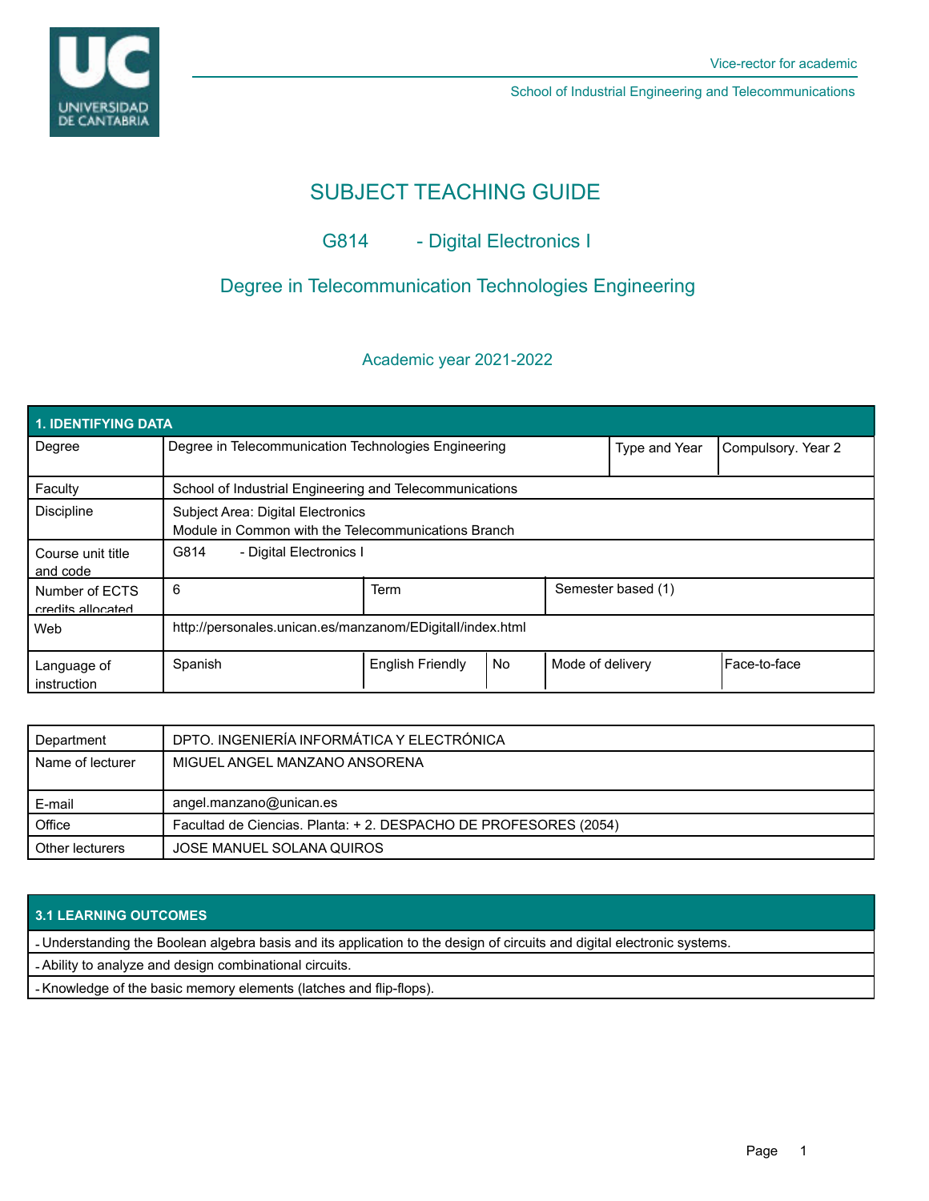Vice-rector for academic

School of Industrial Engineering and Telecommunications

# SUBJECT TEACHING GUIDE

## G814 - Digital Electronics I

## Degree in Telecommunication Technologies Engineering

Academic year 2021-2022

| 1. IDENTIFYING DATA | | | | | |
|---|---|---|---|---|---|
| Degree | Degree in Telecommunication Technologies Engineering | | | Type and Year | Compulsory. Year 2 |
| Faculty | School of Industrial Engineering and Telecommunications | | | | |
| Discipline | Subject Area: Digital Electronics<br>Module in Common with the Telecommunications Branch | | | | |
| Course unit title and code | G814 - Digital Electronics I | | | | |
| Number of ECTS credits allocated | 6 | Term | | Semester based (1) | |
| Web | http://personales.unican.es/manzanom/EDigitalI/index.html | | | | |
| Language of instruction | Spanish | English Friendly | No | Mode of delivery | Face-to-face |

| | |
|---|---|
| Department | DPTO. INGENIERÍA INFORMÁTICA Y ELECTRÓNICA |
| Name of lecturer | MIGUEL ANGEL MANZANO ANSORENA |
| E-mail | angel.manzano@unican.es |
| Office | Facultad de Ciencias. Planta: + 2. DESPACHO DE PROFESORES (2054) |
| Other lecturers | JOSE MANUEL SOLANA QUIROS |

| 3.1 LEARNING OUTCOMES |
|---|
| - Understanding the Boolean algebra basis and its application to the design of circuits and digital electronic systems. |
| - Ability to analyze and design combinational circuits. |
| - Knowledge of the basic memory elements (latches and flip-flops). |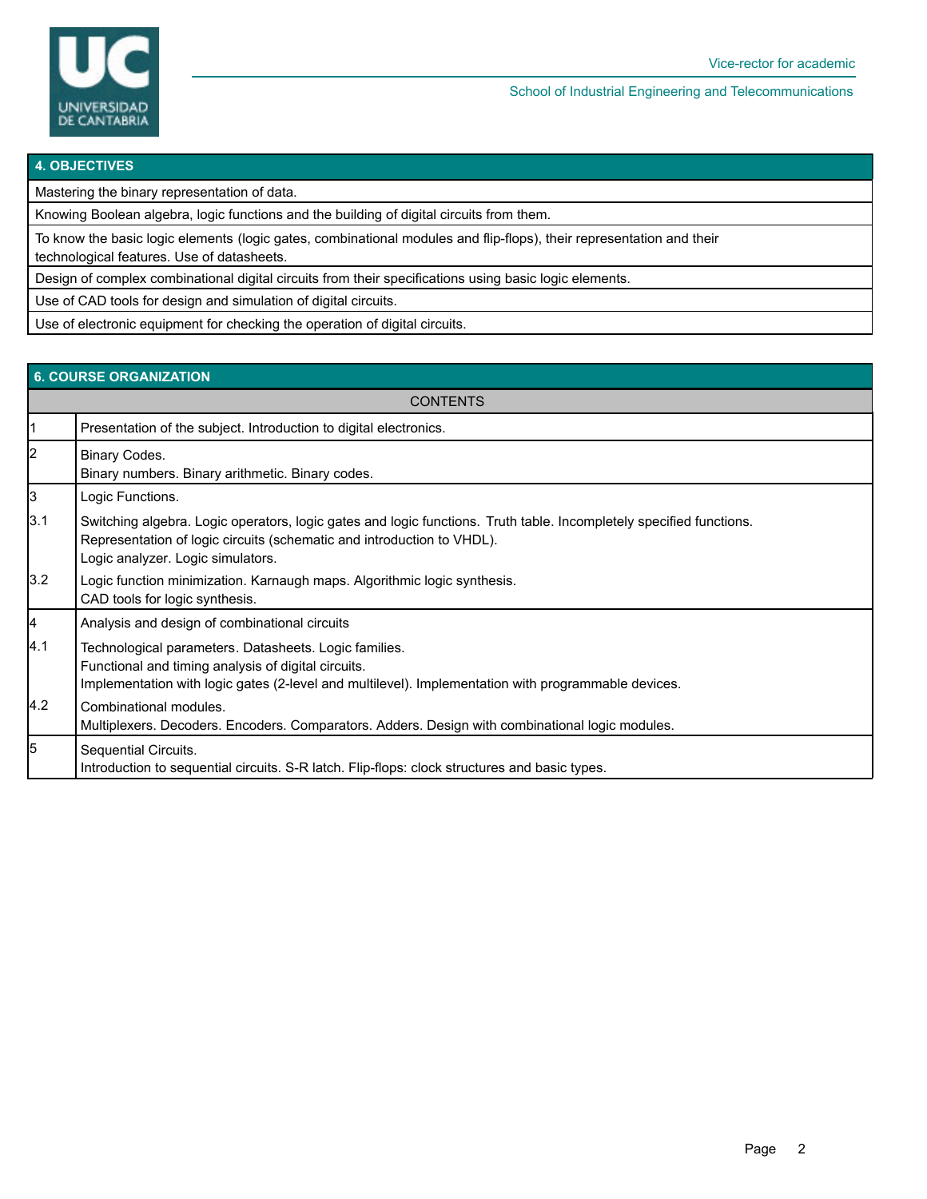## 4. OBJECTIVES

| 4. OBJECTIVES |
|---|
| Mastering the binary representation of data. |
| Knowing Boolean algebra, logic functions and the building of digital circuits from them. |
| To know the basic logic elements (logic gates, combinational modules and flip-flops), their representation and their technological features. Use of datasheets. |
| Design of complex combinational digital circuits from their specifications using basic logic elements. |
| Use of CAD tools for design and simulation of digital circuits. |
| Use of electronic equipment for checking the operation of digital circuits. |

## 6. COURSE ORGANIZATION

| | CONTENTS |
|---|---|
| 1 | Presentation of the subject. Introduction to digital electronics. |
| 2 | Binary Codes.<br>Binary numbers. Binary arithmetic. Binary codes. |
| 3 | Logic Functions. |
| 3.1 | Switching algebra. Logic operators, logic gates and logic functions. Truth table. Incompletely specified functions.<br>Representation of logic circuits (schematic and introduction to VHDL).<br>Logic analyzer. Logic simulators. |
| 3.2 | Logic function minimization. Karnaugh maps. Algorithmic logic synthesis.<br>CAD tools for logic synthesis. |
| 4 | Analysis and design of combinational circuits |
| 4.1 | Technological parameters. Datasheets. Logic families.<br>Functional and timing analysis of digital circuits.<br>Implementation with logic gates (2-level and multilevel). Implementation with programmable devices. |
| 4.2 | Combinational modules.<br>Multiplexers. Decoders. Encoders. Comparators. Adders. Design with combinational logic modules. |
| 5 | Sequential Circuits.<br>Introduction to sequential circuits. S-R latch. Flip-flops: clock structures and basic types. |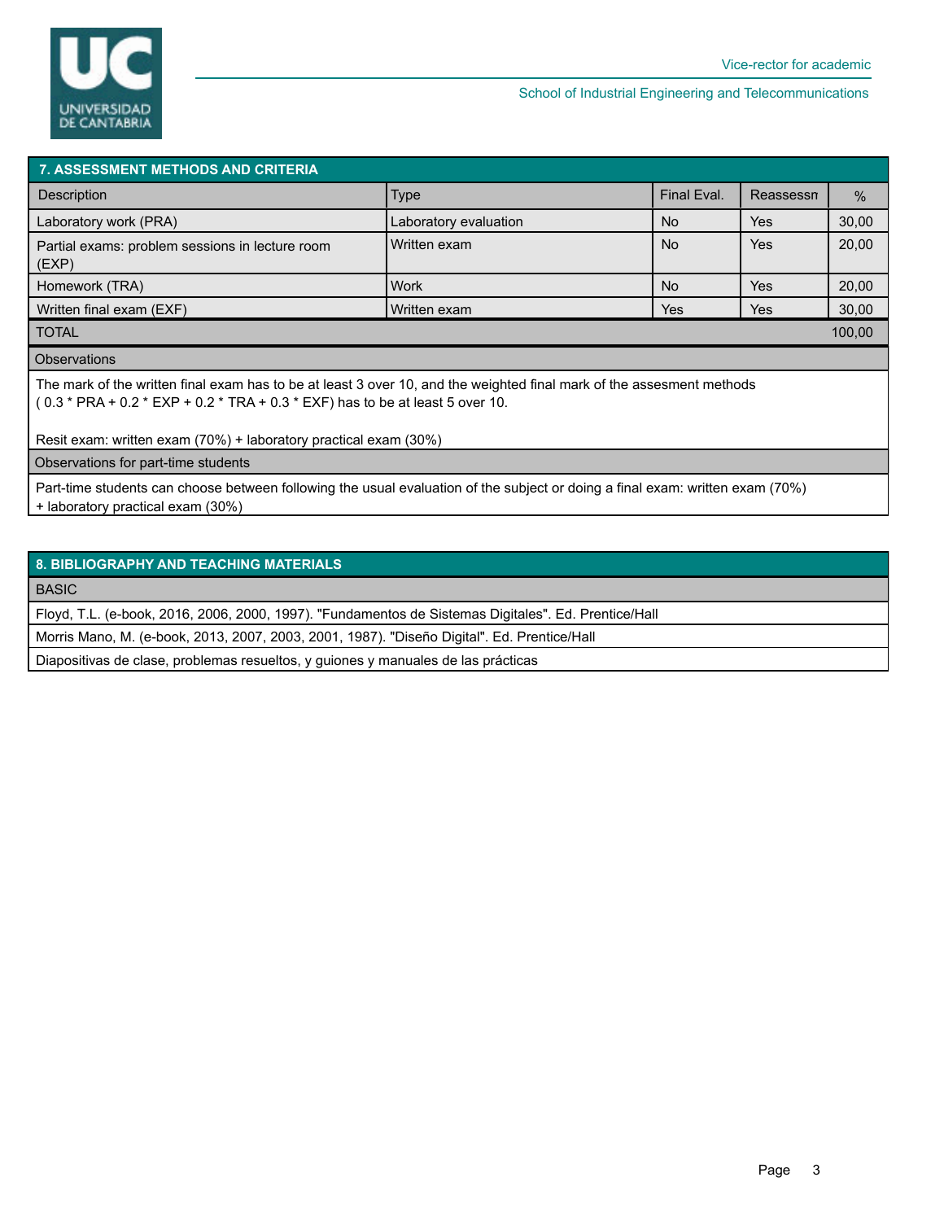## 7. ASSESSMENT METHODS AND CRITERIA

| Description | Type | Final Eval. | Reassessn | % |
|---|---|---|---|---|
| Laboratory work (PRA) | Laboratory evaluation | No | Yes | 30,00 |
| Partial exams: problem sessions in lecture room (EXP) | Written exam | No | Yes | 20,00 |
| Homework (TRA) | Work | No | Yes | 20,00 |
| Written final exam (EXF) | Written exam | Yes | Yes | 30,00 |
| TOTAL | | | | 100,00 |

**Observations**

The mark of the written final exam has to be at least 3 over 10, and the weighted final mark of the assesment methods ( 0.3 * PRA + 0.2 * EXP + 0.2 * TRA + 0.3 * EXF) has to be at least 5 over 10.

Resit exam: written exam (70%) + laboratory practical exam (30%)

**Observations for part-time students**

Part-time students can choose between following the usual evaluation of the subject or doing a final exam: written exam (70%) + laboratory practical exam (30%)

## 8. BIBLIOGRAPHY AND TEACHING MATERIALS

**BASIC**

Floyd, T.L. (e-book, 2016, 2006, 2000, 1997). "Fundamentos de Sistemas Digitales". Ed. Prentice/Hall

Morris Mano, M. (e-book, 2013, 2007, 2003, 2001, 1987). "Diseño Digital". Ed. Prentice/Hall

Diapositivas de clase, problemas resueltos, y guiones y manuales de las prácticas